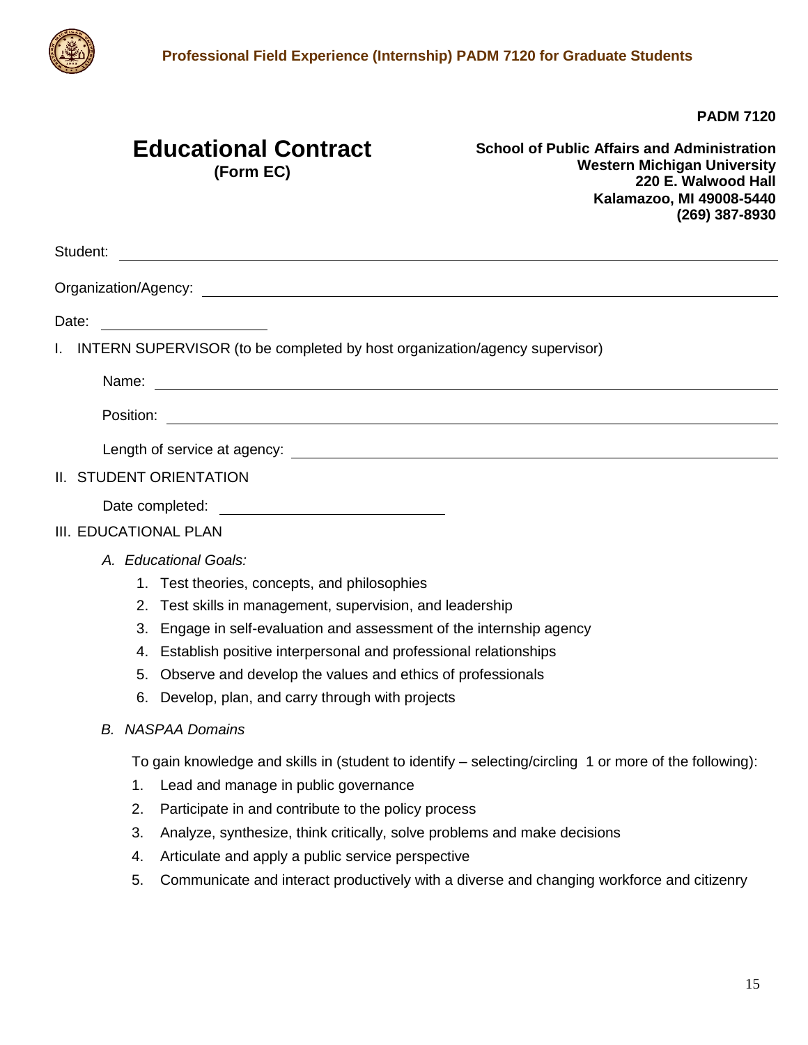PADM 7120

# Educational Contract
**(Form EC)**

**School of Public Affairs and Administration**
**Western Michigan University**
**220 E. Walwood Hall**
**Kalamazoo, MI 49008-5440**
**(269) 387-8930**

Student: ______________________________

Organization/Agency: ______________________________

Date: ____________

I. INTERN SUPERVISOR (to be completed by host organization/agency supervisor)

Name: ______________________________

Position: ______________________________

Length of service at agency: ______________________________

II. STUDENT ORIENTATION

Date completed: ____________

III. EDUCATIONAL PLAN

*A. Educational Goals:*

1. Test theories, concepts, and philosophies
2. Test skills in management, supervision, and leadership
3. Engage in self-evaluation and assessment of the internship agency
4. Establish positive interpersonal and professional relationships
5. Observe and develop the values and ethics of professionals
6. Develop, plan, and carry through with projects

*B. NASPAA Domains*

To gain knowledge and skills in (student to identify – selecting/circling 1 or more of the following):

1. Lead and manage in public governance
2. Participate in and contribute to the policy process
3. Analyze, synthesize, think critically, solve problems and make decisions
4. Articulate and apply a public service perspective
5. Communicate and interact productively with a diverse and changing workforce and citizenry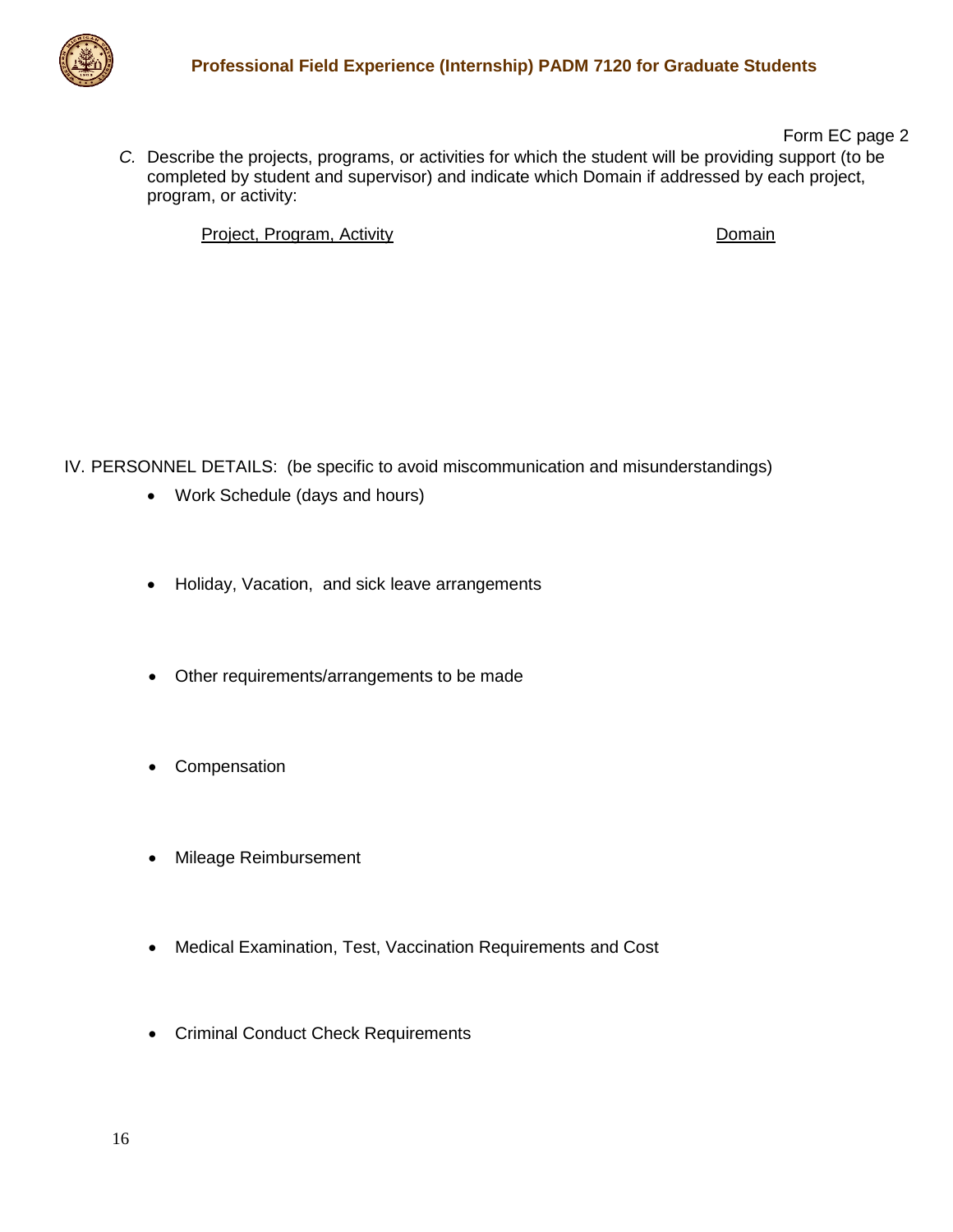Form EC page 2

*C.* Describe the projects, programs, or activities for which the student will be providing support (to be completed by student and supervisor) and indicate which Domain if addressed by each project, program, or activity:

| Project, Program, Activity | Domain |
|---|---|
| | |

IV. PERSONNEL DETAILS: (be specific to avoid miscommunication and misunderstandings)

- Work Schedule (days and hours)
- Holiday, Vacation, and sick leave arrangements
- Other requirements/arrangements to be made
- Compensation
- Mileage Reimbursement
- Medical Examination, Test, Vaccination Requirements and Cost
- Criminal Conduct Check Requirements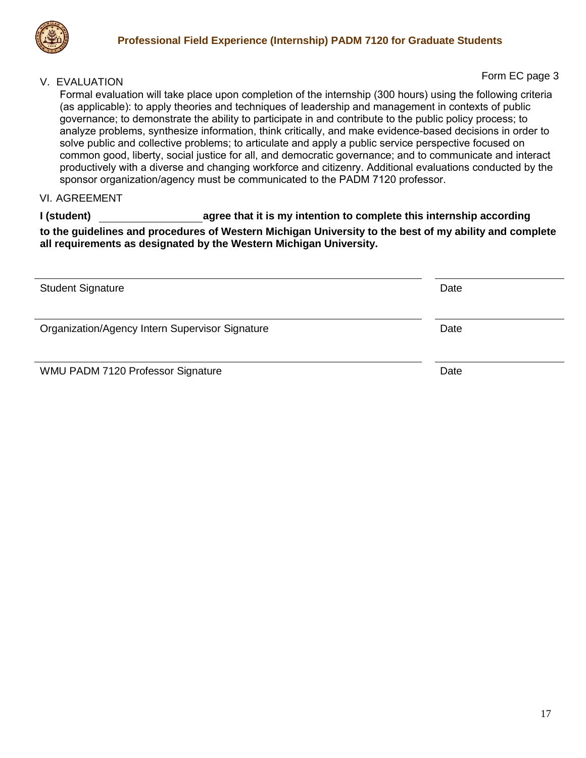Form EC page 3

## V. EVALUATION

Formal evaluation will take place upon completion of the internship (300 hours) using the following criteria (as applicable): to apply theories and techniques of leadership and management in contexts of public governance; to demonstrate the ability to participate in and contribute to the public policy process; to analyze problems, synthesize information, think critically, and make evidence-based decisions in order to solve public and collective problems; to articulate and apply a public service perspective focused on common good, liberty, social justice for all, and democratic governance; and to communicate and interact productively with a diverse and changing workforce and citizenry. Additional evaluations conducted by the sponsor organization/agency must be communicated to the PADM 7120 professor.

## VI. AGREEMENT

**I (student) ____________________ agree that it is my intention to complete this internship according to the guidelines and procedures of Western Michigan University to the best of my ability and complete all requirements as designated by the Western Michigan University.**

______________________________________________ ____________________
Student Signature Date

______________________________________________ ____________________
Organization/Agency Intern Supervisor Signature Date

______________________________________________ ____________________
WMU PADM 7120 Professor Signature Date